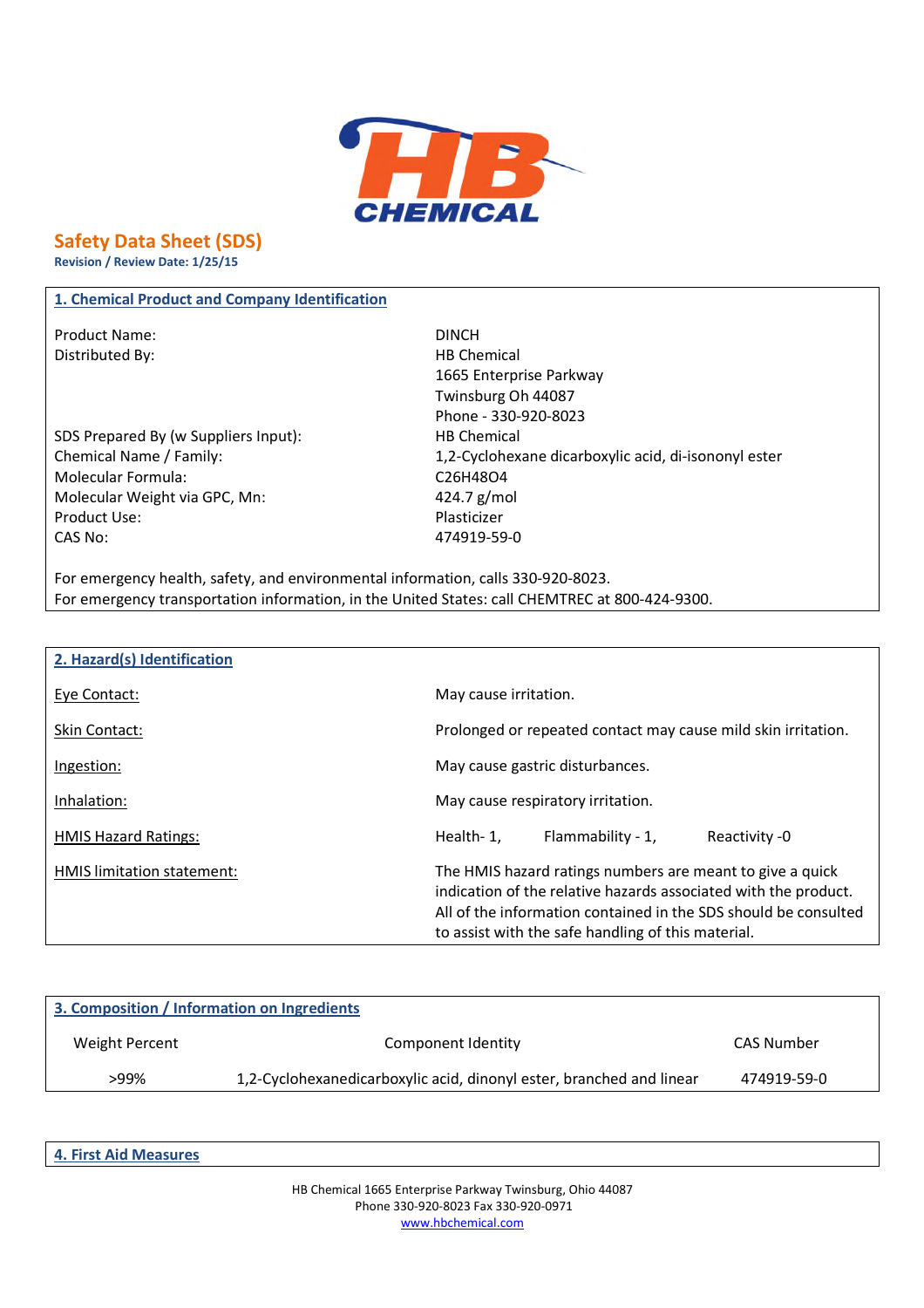# Safety Data Sheet (SDS)

**Revision / Review Date: 1/25/15**

## 1. Chemical Product and Company Identification

| | |
|---|---|
| Product Name: | DINCH |
| Distributed By: | HB Chemical<br>1665 Enterprise Parkway<br>Twinsburg Oh 44087<br>Phone - 330-920-8023 |
| SDS Prepared By (w Suppliers Input): | HB Chemical |
| Chemical Name / Family: | 1,2-Cyclohexane dicarboxylic acid, di-isononyl ester |
| Molecular Formula: | $C_{26}H_{48}O_4$ |
| Molecular Weight via GPC, Mn: | 424.7 g/mol |
| Product Use: | Plasticizer |
| CAS No: | 474919-59-0 |

For emergency health, safety, and environmental information, calls 330-920-8023.
For emergency transportation information, in the United States: call CHEMTREC at 800-424-9300.

## 2. Hazard(s) Identification

| | |
|---|---|
| Eye Contact: | May cause irritation. |
| Skin Contact: | Prolonged or repeated contact may cause mild skin irritation. |
| Ingestion: | May cause gastric disturbances. |
| Inhalation: | May cause respiratory irritation. |
| HMIS Hazard Ratings: | Health- 1, Flammability - 1, Reactivity -0 |
| HMIS limitation statement: | The HMIS hazard ratings numbers are meant to give a quick indication of the relative hazards associated with the product. All of the information contained in the SDS should be consulted to assist with the safe handling of this material. |

## 3. Composition / Information on Ingredients

| Weight Percent | Component Identity | CAS Number |
|---|---|---|
| >99% | 1,2-Cyclohexanedicarboxylic acid, dinonyl ester, branched and linear | 474919-59-0 |

## 4. First Aid Measures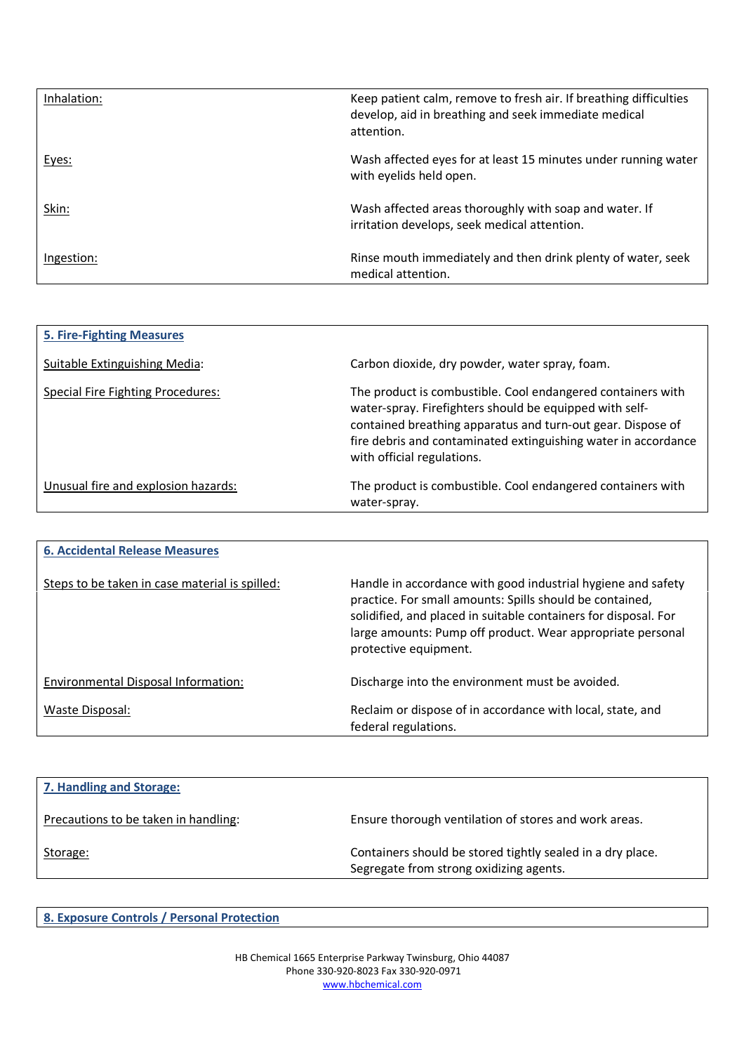| | |
|---|---|
| Inhalation: | Keep patient calm, remove to fresh air. If breathing difficulties develop, aid in breathing and seek immediate medical attention. |
| Eyes: | Wash affected eyes for at least 15 minutes under running water with eyelids held open. |
| Skin: | Wash affected areas thoroughly with soap and water. If irritation develops, seek medical attention. |
| Ingestion: | Rinse mouth immediately and then drink plenty of water, seek medical attention. |

## 5. Fire-Fighting Measures

| | |
|---|---|
| Suitable Extinguishing Media: | Carbon dioxide, dry powder, water spray, foam. |
| Special Fire Fighting Procedures: | The product is combustible. Cool endangered containers with water-spray. Firefighters should be equipped with self-contained breathing apparatus and turn-out gear. Dispose of fire debris and contaminated extinguishing water in accordance with official regulations. |
| Unusual fire and explosion hazards: | The product is combustible. Cool endangered containers with water-spray. |

## 6. Accidental Release Measures

| | |
|---|---|
| Steps to be taken in case material is spilled: | Handle in accordance with good industrial hygiene and safety practice. For small amounts: Spills should be contained, solidified, and placed in suitable containers for disposal. For large amounts: Pump off product. Wear appropriate personal protective equipment. |
| Environmental Disposal Information: | Discharge into the environment must be avoided. |
| Waste Disposal: | Reclaim or dispose of in accordance with local, state, and federal regulations. |

## 7. Handling and Storage:

| | |
|---|---|
| Precautions to be taken in handling: | Ensure thorough ventilation of stores and work areas. |
| Storage: | Containers should be stored tightly sealed in a dry place. Segregate from strong oxidizing agents. |

## 8. Exposure Controls / Personal Protection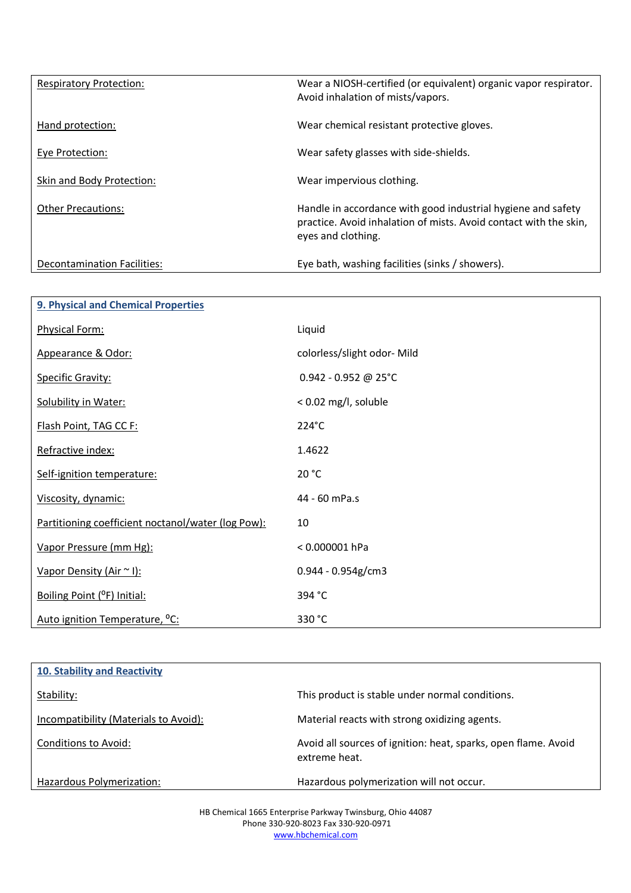| | |
|---|---|
| Respiratory Protection: | Wear a NIOSH-certified (or equivalent) organic vapor respirator. Avoid inhalation of mists/vapors. |
| Hand protection: | Wear chemical resistant protective gloves. |
| Eye Protection: | Wear safety glasses with side-shields. |
| Skin and Body Protection: | Wear impervious clothing. |
| Other Precautions: | Handle in accordance with good industrial hygiene and safety practice. Avoid inhalation of mists. Avoid contact with the skin, eyes and clothing. |
| Decontamination Facilities: | Eye bath, washing facilities (sinks / showers). |

## 9. Physical and Chemical Properties

| | |
|---|---|
| Physical Form: | Liquid |
| Appearance & Odor: | colorless/slight odor- Mild |
| Specific Gravity: | 0.942 - 0.952 @ 25°C |
| Solubility in Water: | < 0.02 mg/l, soluble |
| Flash Point, TAG CC F: | 224°C |
| Refractive index: | 1.4622 |
| Self-ignition temperature: | 20 °C |
| Viscosity, dynamic: | 44 - 60 mPa.s |
| Partitioning coefficient noctanol/water (log Pow): | 10 |
| Vapor Pressure (mm Hg): | < 0.000001 hPa |
| Vapor Density (Air ~ l): | 0.944 - 0.954g/cm3 |
| Boiling Point (°F) Initial: | 394 °C |
| Auto ignition Temperature, °C: | 330 °C |

## 10. Stability and Reactivity

| | |
|---|---|
| Stability: | This product is stable under normal conditions. |
| Incompatibility (Materials to Avoid): | Material reacts with strong oxidizing agents. |
| Conditions to Avoid: | Avoid all sources of ignition: heat, sparks, open flame. Avoid extreme heat. |
| Hazardous Polymerization: | Hazardous polymerization will not occur. |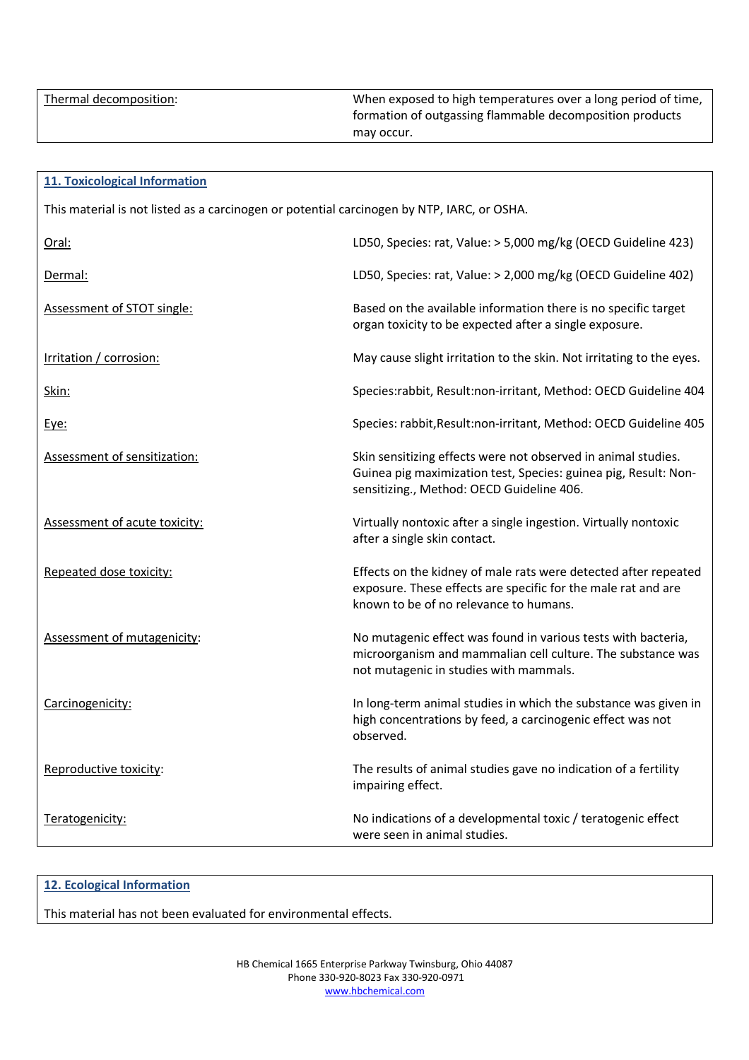| | |
|---|---|
| Thermal decomposition: | When exposed to high temperatures over a long period of time, formation of outgassing flammable decomposition products may occur. |

## 11. Toxicological Information

This material is not listed as a carcinogen or potential carcinogen by NTP, IARC, or OSHA.

| | |
|---|---|
| Oral: | LD50, Species: rat, Value: > 5,000 mg/kg (OECD Guideline 423) |
| Dermal: | LD50, Species: rat, Value: > 2,000 mg/kg (OECD Guideline 402) |
| Assessment of STOT single: | Based on the available information there is no specific target organ toxicity to be expected after a single exposure. |
| Irritation / corrosion: | May cause slight irritation to the skin. Not irritating to the eyes. |
| Skin: | Species:rabbit, Result:non-irritant, Method: OECD Guideline 404 |
| Eye: | Species: rabbit,Result:non-irritant, Method: OECD Guideline 405 |
| Assessment of sensitization: | Skin sensitizing effects were not observed in animal studies. Guinea pig maximization test, Species: guinea pig, Result: Non-sensitizing., Method: OECD Guideline 406. |
| Assessment of acute toxicity: | Virtually nontoxic after a single ingestion. Virtually nontoxic after a single skin contact. |
| Repeated dose toxicity: | Effects on the kidney of male rats were detected after repeated exposure. These effects are specific for the male rat and are known to be of no relevance to humans. |
| Assessment of mutagenicity: | No mutagenic effect was found in various tests with bacteria, microorganism and mammalian cell culture. The substance was not mutagenic in studies with mammals. |
| Carcinogenicity: | In long-term animal studies in which the substance was given in high concentrations by feed, a carcinogenic effect was not observed. |
| Reproductive toxicity: | The results of animal studies gave no indication of a fertility impairing effect. |
| Teratogenicity: | No indications of a developmental toxic / teratogenic effect were seen in animal studies. |

## 12. Ecological Information

This material has not been evaluated for environmental effects.

HB Chemical 1665 Enterprise Parkway Twinsburg, Ohio 44087
Phone 330-920-8023 Fax 330-920-0971
www.hbchemical.com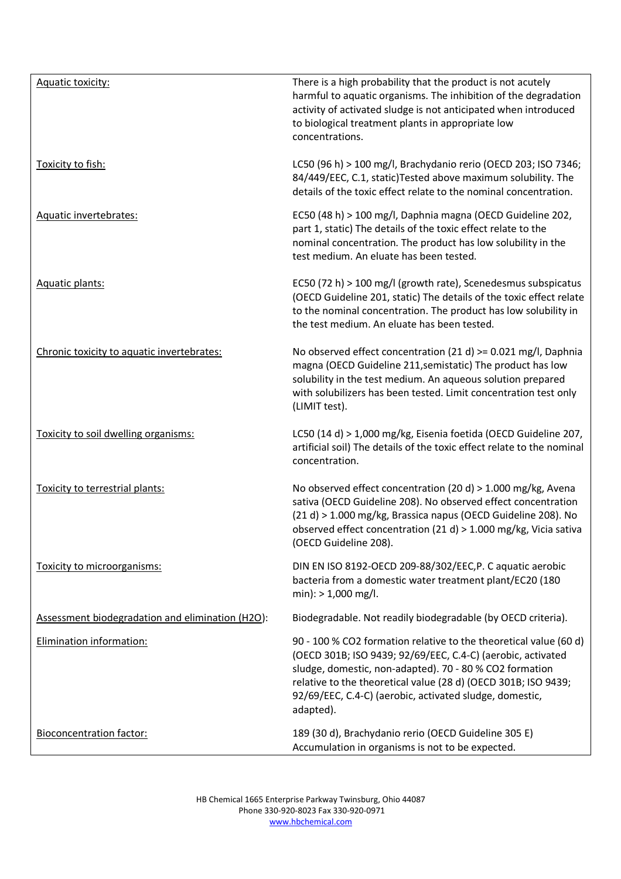| | |
|---|---|
| Aquatic toxicity: | There is a high probability that the product is not acutely harmful to aquatic organisms. The inhibition of the degradation activity of activated sludge is not anticipated when introduced to biological treatment plants in appropriate low concentrations. |
| Toxicity to fish: | LC50 (96 h) > 100 mg/l, Brachydanio rerio (OECD 203; ISO 7346; 84/449/EEC, C.1, static)Tested above maximum solubility. The details of the toxic effect relate to the nominal concentration. |
| Aquatic invertebrates: | EC50 (48 h) > 100 mg/l, Daphnia magna (OECD Guideline 202, part 1, static) The details of the toxic effect relate to the nominal concentration. The product has low solubility in the test medium. An eluate has been tested. |
| Aquatic plants: | EC50 (72 h) > 100 mg/l (growth rate), Scenedesmus subspicatus (OECD Guideline 201, static) The details of the toxic effect relate to the nominal concentration. The product has low solubility in the test medium. An eluate has been tested. |
| Chronic toxicity to aquatic invertebrates: | No observed effect concentration (21 d) >= 0.021 mg/l, Daphnia magna (OECD Guideline 211,semistatic) The product has low solubility in the test medium. An aqueous solution prepared with solubilizers has been tested. Limit concentration test only (LIMIT test). |
| Toxicity to soil dwelling organisms: | LC50 (14 d) > 1,000 mg/kg, Eisenia foetida (OECD Guideline 207, artificial soil) The details of the toxic effect relate to the nominal concentration. |
| Toxicity to terrestrial plants: | No observed effect concentration (20 d) > 1.000 mg/kg, Avena sativa (OECD Guideline 208). No observed effect concentration (21 d) > 1.000 mg/kg, Brassica napus (OECD Guideline 208). No observed effect concentration (21 d) > 1.000 mg/kg, Vicia sativa (OECD Guideline 208). |
| Toxicity to microorganisms: | DIN EN ISO 8192-OECD 209-88/302/EEC,P. C aquatic aerobic bacteria from a domestic water treatment plant/EC20 (180 min): > 1,000 mg/l. |
| Assessment biodegradation and elimination ($H_2O$): | Biodegradable. Not readily biodegradable (by OECD criteria). |
| Elimination information: | 90 - 100 % $CO_2$ formation relative to the theoretical value (60 d) (OECD 301B; ISO 9439; 92/69/EEC, C.4-C) (aerobic, activated sludge, domestic, non-adapted). 70 - 80 % $CO_2$ formation relative to the theoretical value (28 d) (OECD 301B; ISO 9439; 92/69/EEC, C.4-C) (aerobic, activated sludge, domestic, adapted). |
| Bioconcentration factor: | 189 (30 d), Brachydanio rerio (OECD Guideline 305 E) Accumulation in organisms is not to be expected. |

HB Chemical 1665 Enterprise Parkway Twinsburg, Ohio 44087
Phone 330-920-8023 Fax 330-920-0971
www.hbchemical.com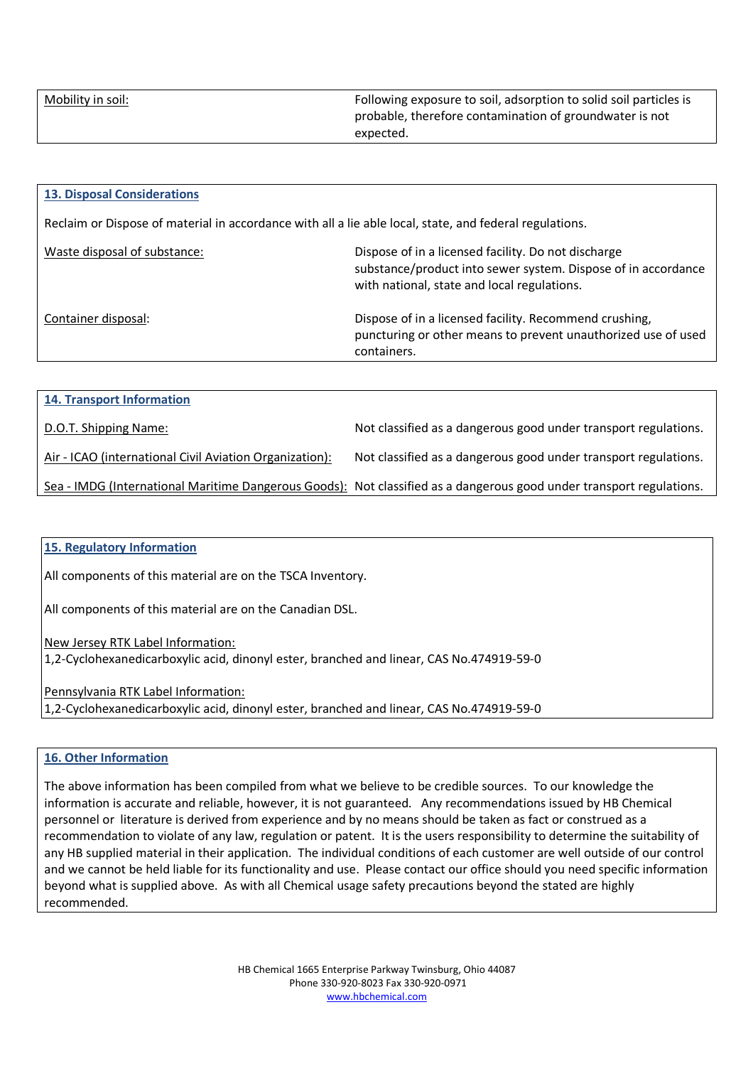| | |
|---|---|
| Mobility in soil: | Following exposure to soil, adsorption to solid soil particles is probable, therefore contamination of groundwater is not expected. |

## 13. Disposal Considerations

Reclaim or Dispose of material in accordance with all a lie able local, state, and federal regulations.

| | |
|---|---|
| Waste disposal of substance: | Dispose of in a licensed facility. Do not discharge substance/product into sewer system. Dispose of in accordance with national, state and local regulations. |
| Container disposal: | Dispose of in a licensed facility. Recommend crushing, puncturing or other means to prevent unauthorized use of used containers. |

## 14. Transport Information

| | |
|---|---|
| D.O.T. Shipping Name: | Not classified as a dangerous good under transport regulations. |
| Air - ICAO (international Civil Aviation Organization): | Not classified as a dangerous good under transport regulations. |
| Sea - IMDG (International Maritime Dangerous Goods): | Not classified as a dangerous good under transport regulations. |

## 15. Regulatory Information

All components of this material are on the TSCA Inventory.

All components of this material are on the Canadian DSL.

New Jersey RTK Label Information:
1,2-Cyclohexanedicarboxylic acid, dinonyl ester, branched and linear, CAS No.474919-59-0

Pennsylvania RTK Label Information:
1,2-Cyclohexanedicarboxylic acid, dinonyl ester, branched and linear, CAS No.474919-59-0

## 16. Other Information

The above information has been compiled from what we believe to be credible sources. To our knowledge the information is accurate and reliable, however, it is not guaranteed. Any recommendations issued by HB Chemical personnel or literature is derived from experience and by no means should be taken as fact or construed as a recommendation to violate of any law, regulation or patent. It is the users responsibility to determine the suitability of any HB supplied material in their application. The individual conditions of each customer are well outside of our control and we cannot be held liable for its functionality and use. Please contact our office should you need specific information beyond what is supplied above. As with all Chemical usage safety precautions beyond the stated are highly recommended.

HB Chemical 1665 Enterprise Parkway Twinsburg, Ohio 44087
Phone 330-920-8023 Fax 330-920-0971
www.hbchemical.com